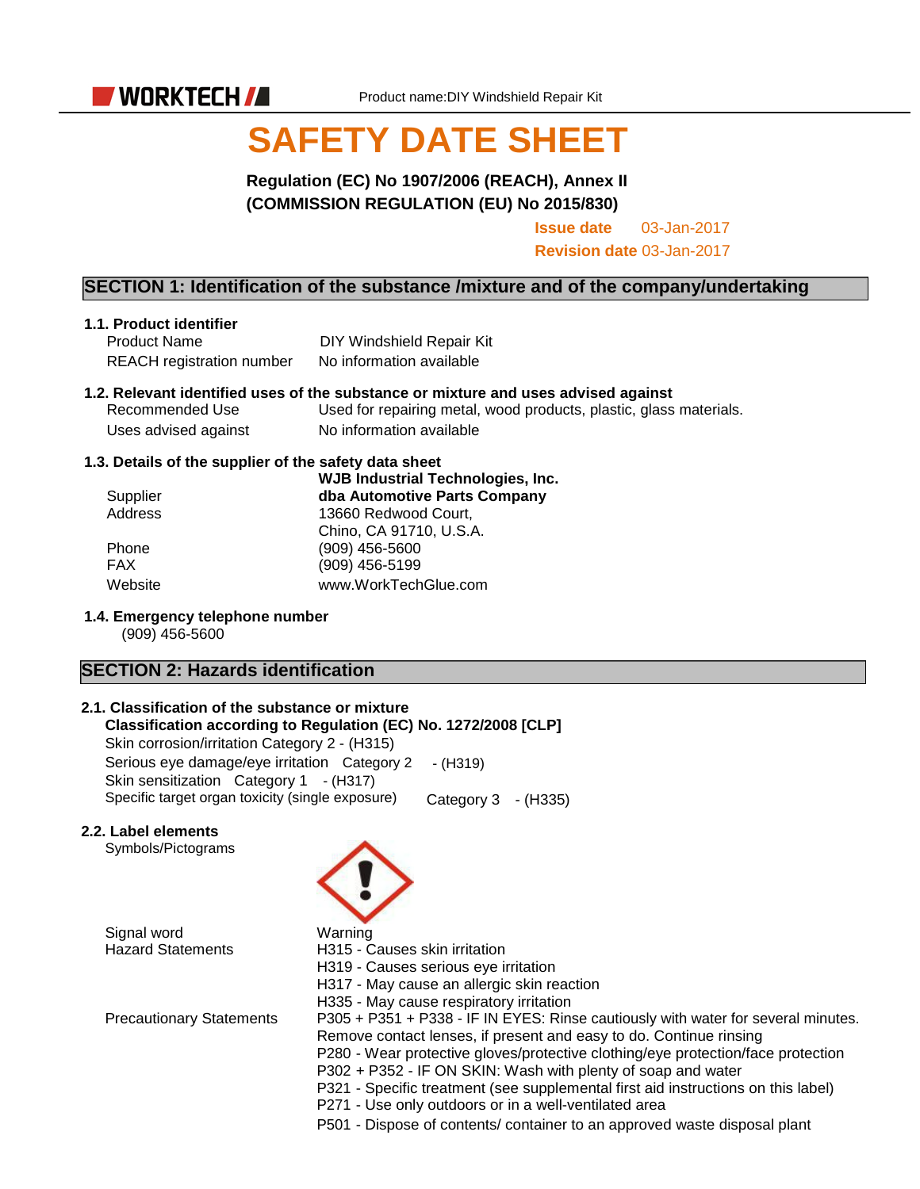WORKTECH

Product name:DIY Windshield Repair Kit

# SAFETY DATE SHEET

**Regulation (EC) No 1907/2006 (REACH), Annex II**
**(COMMISSION REGULATION (EU) No 2015/830)**

**Issue date** 03-Jan-2017
**Revision date** 03-Jan-2017

## SECTION 1: Identification of the substance /mixture and of the company/undertaking

### 1.1. Product identifier

| | |
|---|---|
| Product Name | DIY Windshield Repair Kit |
| REACH registration number | No information available |

### 1.2. Relevant identified uses of the substance or mixture and uses advised against

| | |
|---|---|
| Recommended Use | Used for repairing metal, wood products, plastic, glass materials. |
| Uses advised against | No information available |

### 1.3. Details of the supplier of the safety data sheet

| | |
|---|---|
| Supplier | **WJB Industrial Technologies, Inc.** **dba Automotive Parts Company** |
| Address | 13660 Redwood Court, Chino, CA 91710, U.S.A. |
| Phone | (909) 456-5600 |
| FAX | (909) 456-5199 |
| Website | www.WorkTechGlue.com |

### 1.4. Emergency telephone number

(909) 456-5600

## SECTION 2: Hazards identification

### 2.1. Classification of the substance or mixture

**Classification according to Regulation (EC) No. 1272/2008 [CLP]**

Skin corrosion/irritation Category 2 - (H315)
Serious eye damage/eye irritation Category 2 - (H319)
Skin sensitization Category 1 - (H317)
Specific target organ toxicity (single exposure) Category 3 - (H335)

### 2.2. Label elements

Symbols/Pictograms

Signal word: Warning

Hazard Statements:
- H315 - Causes skin irritation
- H319 - Causes serious eye irritation
- H317 - May cause an allergic skin reaction
- H335 - May cause respiratory irritation

Precautionary Statements:
- P305 + P351 + P338 - IF IN EYES: Rinse cautiously with water for several minutes. Remove contact lenses, if present and easy to do. Continue rinsing
- P280 - Wear protective gloves/protective clothing/eye protection/face protection
- P302 + P352 - IF ON SKIN: Wash with plenty of soap and water
- P321 - Specific treatment (see supplemental first aid instructions on this label)
- P271 - Use only outdoors or in a well-ventilated area
- P501 - Dispose of contents/ container to an approved waste disposal plant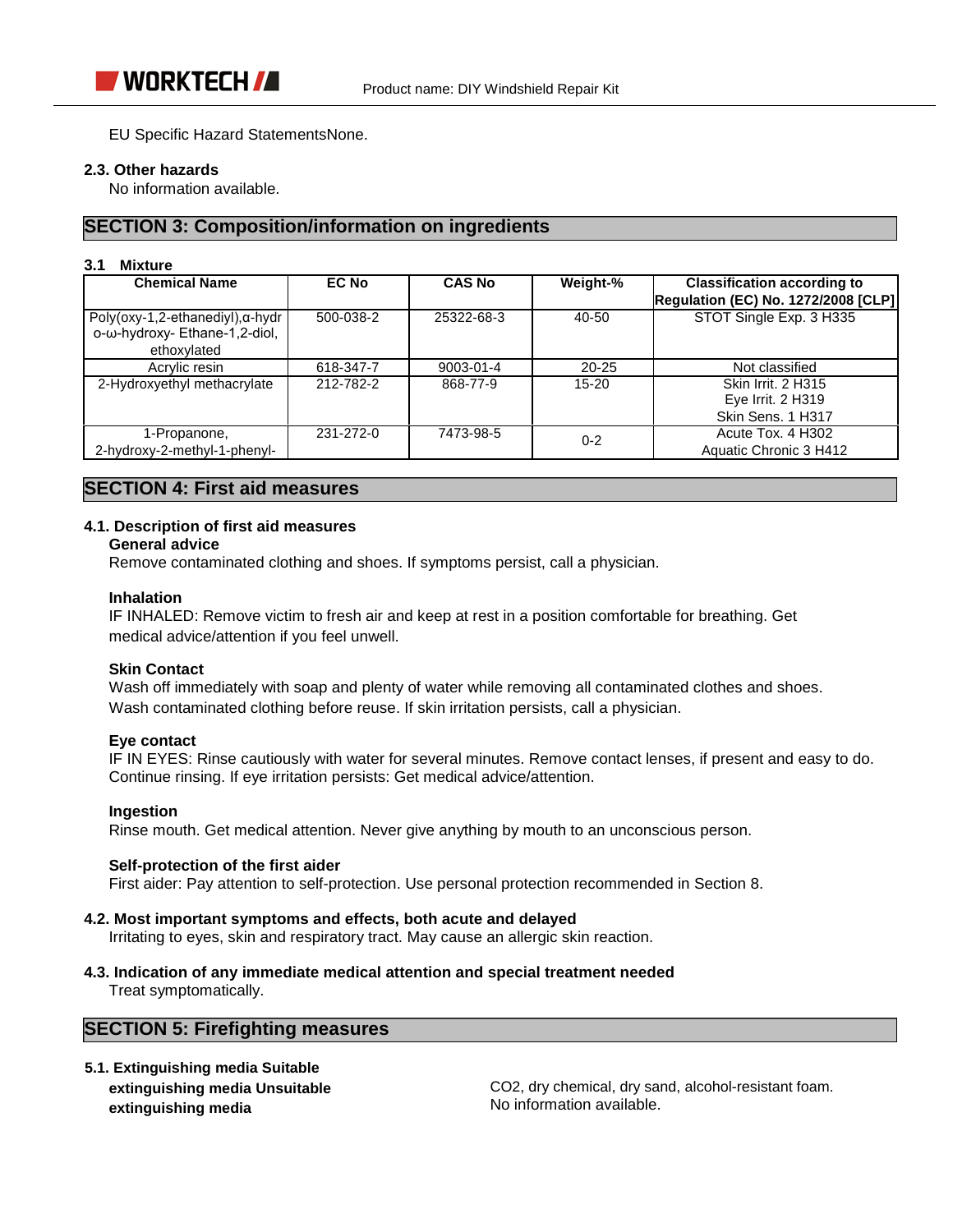EU Specific Hazard StatementsNone.

### 2.3. Other hazards

No information available.

## SECTION 3: Composition/information on ingredients

### 3.1 Mixture

| Chemical Name | EC No | CAS No | Weight-% | Classification according to Regulation (EC) No. 1272/2008 [CLP] |
|---|---|---|---|---|
| Poly(oxy-1,2-ethanediyl),α-hydro-ω-hydroxy- Ethane-1,2-diol, ethoxylated | 500-038-2 | 25322-68-3 | 40-50 | STOT Single Exp. 3 H335 |
| Acrylic resin | 618-347-7 | 9003-01-4 | 20-25 | Not classified |
| 2-Hydroxyethyl methacrylate | 212-782-2 | 868-77-9 | 15-20 | Skin Irrit. 2 H315<br>Eye Irrit. 2 H319<br>Skin Sens. 1 H317 |
| 1-Propanone, 2-hydroxy-2-methyl-1-phenyl- | 231-272-0 | 7473-98-5 | 0-2 | Acute Tox. 4 H302<br>Aquatic Chronic 3 H412 |

## SECTION 4: First aid measures

### 4.1. Description of first aid measures

**General advice**

Remove contaminated clothing and shoes. If symptoms persist, call a physician.

**Inhalation**

IF INHALED: Remove victim to fresh air and keep at rest in a position comfortable for breathing. Get medical advice/attention if you feel unwell.

**Skin Contact**

Wash off immediately with soap and plenty of water while removing all contaminated clothes and shoes. Wash contaminated clothing before reuse. If skin irritation persists, call a physician.

**Eye contact**

IF IN EYES: Rinse cautiously with water for several minutes. Remove contact lenses, if present and easy to do. Continue rinsing. If eye irritation persists: Get medical advice/attention.

**Ingestion**

Rinse mouth. Get medical attention. Never give anything by mouth to an unconscious person.

**Self-protection of the first aider**

First aider: Pay attention to self-protection. Use personal protection recommended in Section 8.

### 4.2. Most important symptoms and effects, both acute and delayed

Irritating to eyes, skin and respiratory tract. May cause an allergic skin reaction.

### 4.3. Indication of any immediate medical attention and special treatment needed

Treat symptomatically.

## SECTION 5: Firefighting measures

### 5.1. Extinguishing media

**Suitable extinguishing media** CO2, dry chemical, dry sand, alcohol-resistant foam.

**Unsuitable extinguishing media** No information available.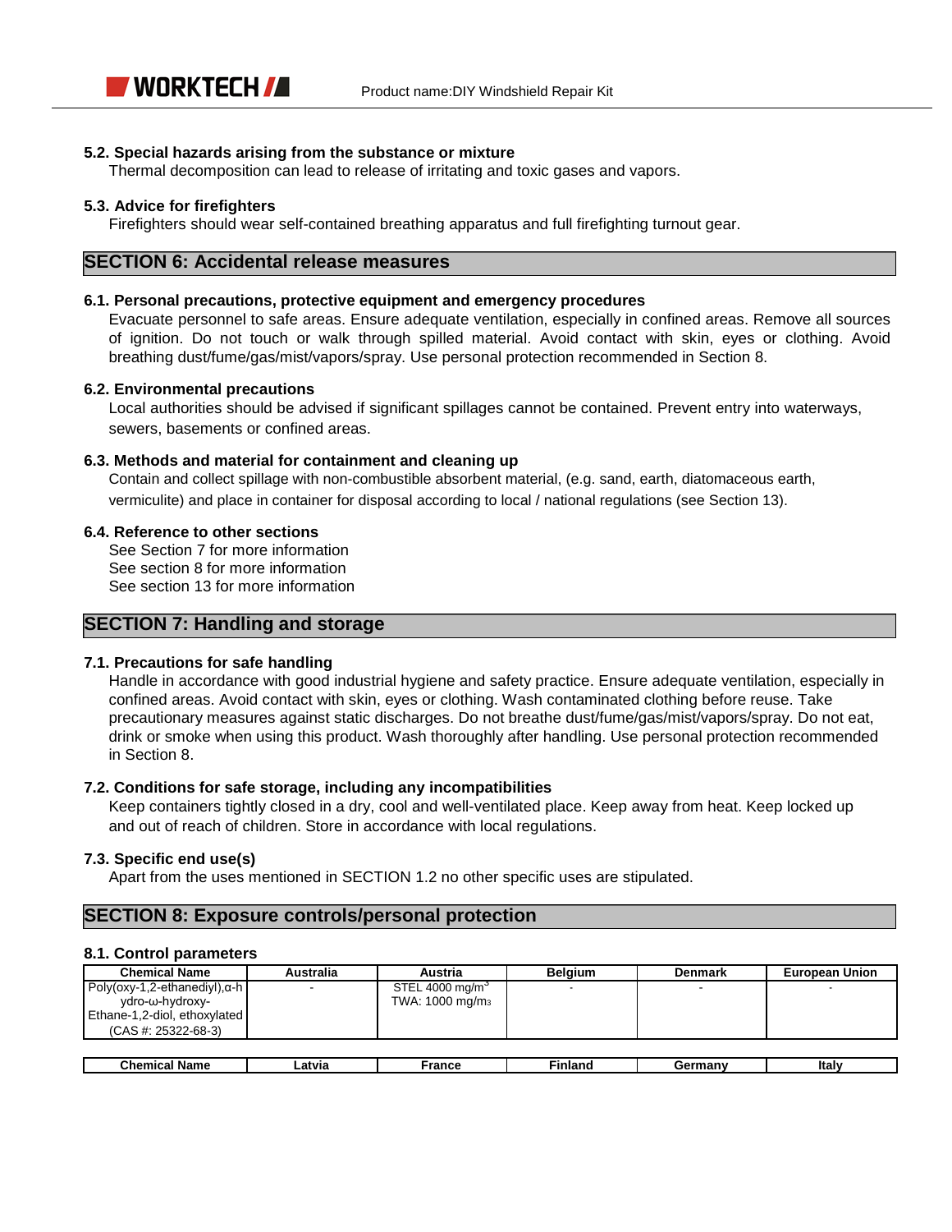### 5.2. Special hazards arising from the substance or mixture

Thermal decomposition can lead to release of irritating and toxic gases and vapors.

### 5.3. Advice for firefighters

Firefighters should wear self-contained breathing apparatus and full firefighting turnout gear.

## SECTION 6: Accidental release measures

### 6.1. Personal precautions, protective equipment and emergency procedures

Evacuate personnel to safe areas. Ensure adequate ventilation, especially in confined areas. Remove all sources of ignition. Do not touch or walk through spilled material. Avoid contact with skin, eyes or clothing. Avoid breathing dust/fume/gas/mist/vapors/spray. Use personal protection recommended in Section 8.

### 6.2. Environmental precautions

Local authorities should be advised if significant spillages cannot be contained. Prevent entry into waterways, sewers, basements or confined areas.

### 6.3. Methods and material for containment and cleaning up

Contain and collect spillage with non-combustible absorbent material, (e.g. sand, earth, diatomaceous earth, vermiculite) and place in container for disposal according to local / national regulations (see Section 13).

### 6.4. Reference to other sections

See Section 7 for more information
See section 8 for more information
See section 13 for more information

## SECTION 7: Handling and storage

### 7.1. Precautions for safe handling

Handle in accordance with good industrial hygiene and safety practice. Ensure adequate ventilation, especially in confined areas. Avoid contact with skin, eyes or clothing. Wash contaminated clothing before reuse. Take precautionary measures against static discharges. Do not breathe dust/fume/gas/mist/vapors/spray. Do not eat, drink or smoke when using this product. Wash thoroughly after handling. Use personal protection recommended in Section 8.

### 7.2. Conditions for safe storage, including any incompatibilities

Keep containers tightly closed in a dry, cool and well-ventilated place. Keep away from heat. Keep locked up and out of reach of children. Store in accordance with local regulations.

### 7.3. Specific end use(s)

Apart from the uses mentioned in SECTION 1.2 no other specific uses are stipulated.

## SECTION 8: Exposure controls/personal protection

### 8.1. Control parameters

| Chemical Name | Australia | Austria | Belgium | Denmark | European Union |
|---|---|---|---|---|---|
| Poly(oxy-1,2-ethanediyl),α-hydro-ω-hydroxy- Ethane-1,2-diol, ethoxylated (CAS #: 25322-68-3) | - | STEL 4000 mg/m$^3$ TWA: 1000 mg/m$_3$ | - | - | - |

| Chemical Name | Latvia | France | Finland | Germany | Italy |
|---|---|---|---|---|---|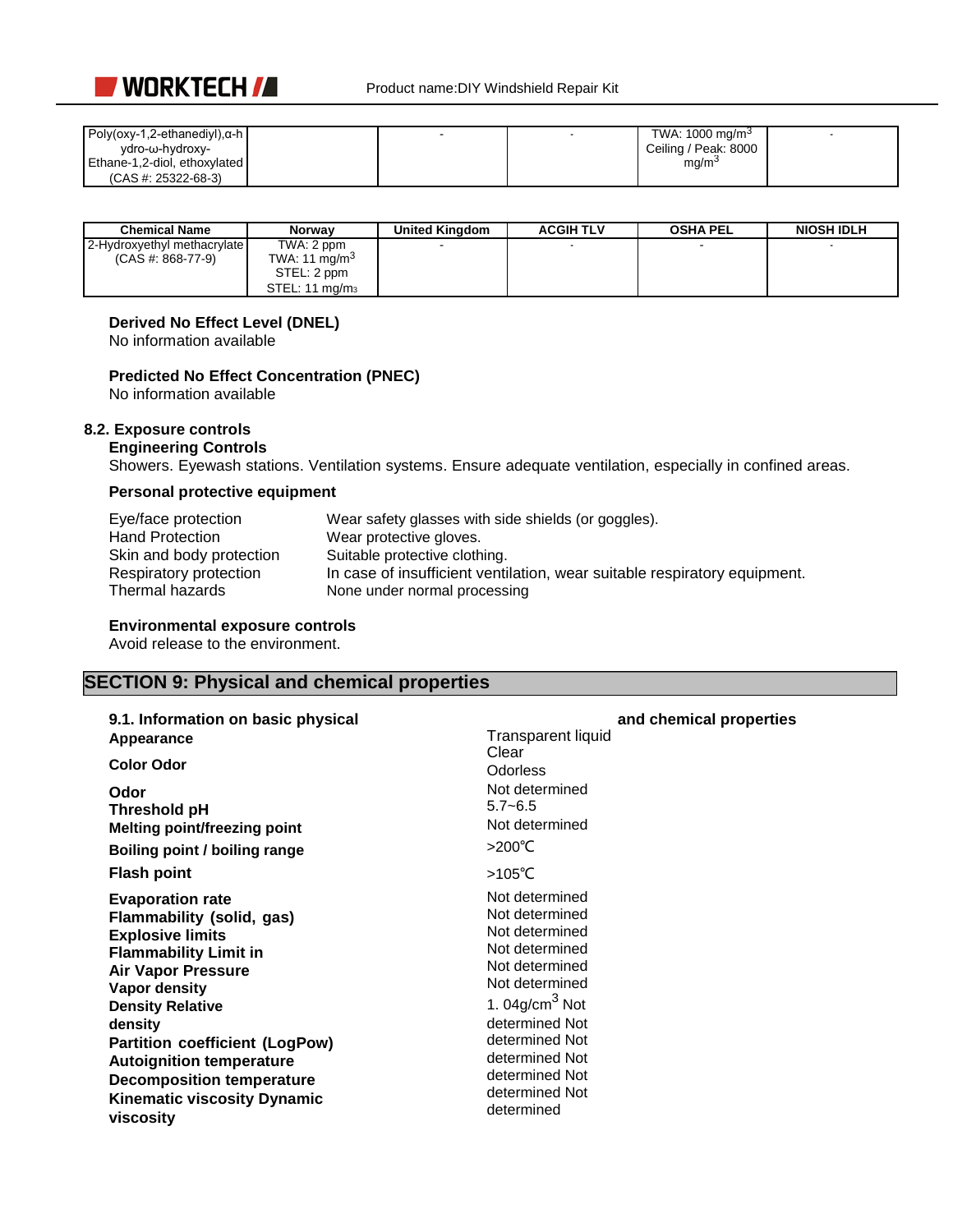| | | | | | |
|---|---|---|---|---|---|
| Poly(oxy-1,2-ethanediyl),α-hydro-ω-hydroxy-Ethane-1,2-diol, ethoxylated (CAS #: 25322-68-3) | | - | - | TWA: 1000 mg/m$^3$ Ceiling / Peak: 8000 mg/m$^3$ | - |

| Chemical Name | Norway | United Kingdom | ACGIH TLV | OSHA PEL | NIOSH IDLH |
|---|---|---|---|---|---|
| 2-Hydroxyethyl methacrylate (CAS #: 868-77-9) | TWA: 2 ppm TWA: 11 mg/m$^3$ STEL: 2 ppm STEL: 11 mg/m$^3$ | - | - | - | - |

**Derived No Effect Level (DNEL)**
No information available

**Predicted No Effect Concentration (PNEC)**
No information available

### 8.2. Exposure controls

**Engineering Controls**
Showers. Eyewash stations. Ventilation systems. Ensure adequate ventilation, especially in confined areas.

**Personal protective equipment**

| | |
|---|---|
| Eye/face protection | Wear safety glasses with side shields (or goggles). |
| Hand Protection | Wear protective gloves. |
| Skin and body protection | Suitable protective clothing. |
| Respiratory protection | In case of insufficient ventilation, wear suitable respiratory equipment. |
| Thermal hazards | None under normal processing |

**Environmental exposure controls**
Avoid release to the environment.

## SECTION 9: Physical and chemical properties

### 9.1. Information on basic physical and chemical properties

| | |
|---|---|
| **Appearance** | Transparent liquid |
| **Color** | Clear |
| **Odor** | Odorless |
| **Odor Threshold** | Not determined |
| **pH** | 5.7~6.5 |
| **Melting point/freezing point** | Not determined |
| **Boiling point / boiling range** | >200℃ |
| **Flash point** | >105℃ |
| **Evaporation rate** | Not determined |
| **Flammability (solid, gas)** | Not determined |
| **Explosive limits** | Not determined |
| **Flammability Limit in Air** | Not determined |
| **Vapor Pressure** | Not determined |
| **Vapor density** | Not determined |
| **Density** | 1. 04g/cm$^3$ |
| **Relative density** | Not determined |
| **Partition coefficient (LogPow)** | Not determined |
| **Autoignition temperature** | Not determined |
| **Decomposition temperature** | Not determined |
| **Kinematic viscosity** | Not determined |
| **Dynamic viscosity** | Not determined |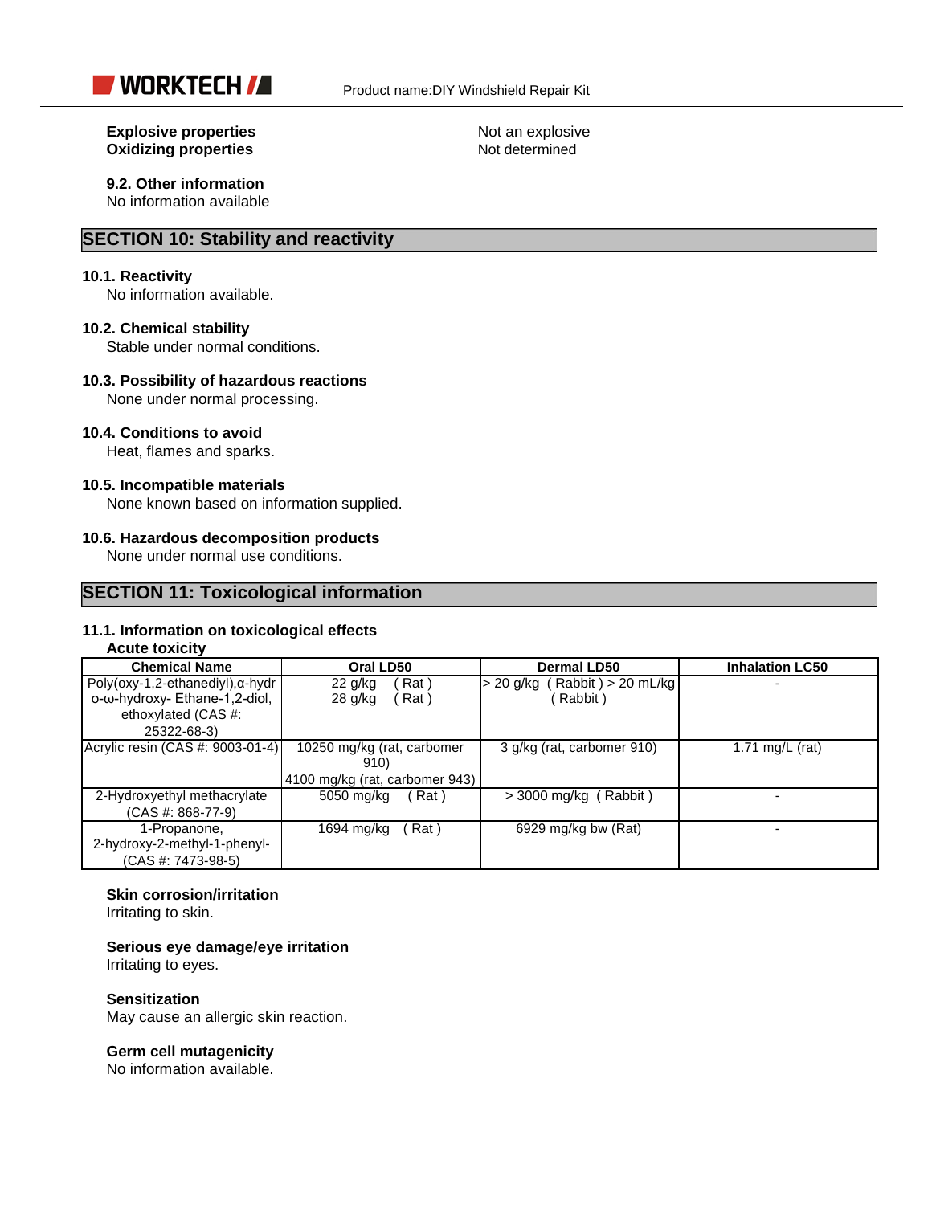**Explosive properties** Not an explosive
**Oxidizing properties** Not determined

**9.2. Other information**
No information available

## SECTION 10: Stability and reactivity

### 10.1. Reactivity
No information available.

### 10.2. Chemical stability
Stable under normal conditions.

### 10.3. Possibility of hazardous reactions
None under normal processing.

### 10.4. Conditions to avoid
Heat, flames and sparks.

### 10.5. Incompatible materials
None known based on information supplied.

### 10.6. Hazardous decomposition products
None under normal use conditions.

## SECTION 11: Toxicological information

### 11.1. Information on toxicological effects

**Acute toxicity**

| Chemical Name | Oral LD50 | Dermal LD50 | Inhalation LC50 |
|---|---|---|---|
| Poly(oxy-1,2-ethanediyl),α-hydro-ω-hydroxy- Ethane-1,2-diol, ethoxylated (CAS #: 25322-68-3) | 22 g/kg ( Rat )<br>28 g/kg ( Rat ) | > 20 g/kg ( Rabbit ) > 20 mL/kg ( Rabbit ) | - |
| Acrylic resin (CAS #: 9003-01-4) | 10250 mg/kg (rat, carbomer 910)<br>4100 mg/kg (rat, carbomer 943) | 3 g/kg (rat, carbomer 910) | 1.71 mg/L (rat) |
| 2-Hydroxyethyl methacrylate (CAS #: 868-77-9) | 5050 mg/kg ( Rat ) | > 3000 mg/kg ( Rabbit ) | - |
| 1-Propanone, 2-hydroxy-2-methyl-1-phenyl- (CAS #: 7473-98-5) | 1694 mg/kg ( Rat ) | 6929 mg/kg bw (Rat) | - |

**Skin corrosion/irritation**
Irritating to skin.

**Serious eye damage/eye irritation**
Irritating to eyes.

**Sensitization**
May cause an allergic skin reaction.

**Germ cell mutagenicity**
No information available.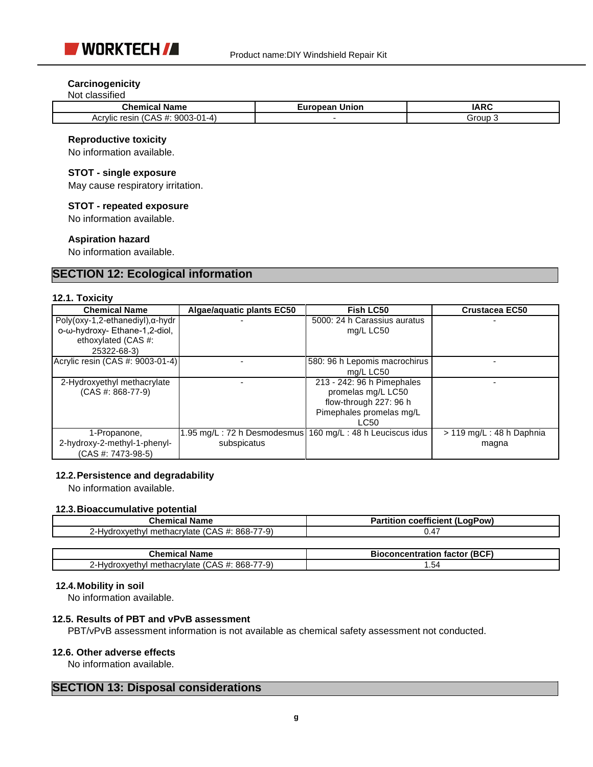**Carcinogenicity**

Not classified

| Chemical Name | European Union | IARC |
|---|---|---|
| Acrylic resin (CAS #: 9003-01-4) | - | Group 3 |

**Reproductive toxicity**

No information available.

**STOT - single exposure**

May cause respiratory irritation.

**STOT - repeated exposure**

No information available.

**Aspiration hazard**

No information available.

## SECTION 12: Ecological information

### 12.1. Toxicity

| Chemical Name | Algae/aquatic plants EC50 | Fish LC50 | Crustacea EC50 |
|---|---|---|---|
| Poly(oxy-1,2-ethanediyl),α-hydro-ω-hydroxy- Ethane-1,2-diol, ethoxylated (CAS #: 25322-68-3) | - | 5000: 24 h Carassius auratus mg/L LC50 | - |
| Acrylic resin (CAS #: 9003-01-4) | - | 580: 96 h Lepomis macrochirus mg/L LC50 | - |
| 2-Hydroxyethyl methacrylate (CAS #: 868-77-9) | - | 213 - 242: 96 h Pimephales promelas mg/L LC50 flow-through 227: 96 h Pimephales promelas mg/L LC50 | - |
| 1-Propanone, 2-hydroxy-2-methyl-1-phenyl- (CAS #: 7473-98-5) | 1.95 mg/L : 72 h Desmodesmus subspicatus | 160 mg/L : 48 h Leuciscus idus | > 119 mg/L : 48 h Daphnia magna |

### 12.2. Persistence and degradability

No information available.

### 12.3. Bioaccumulative potential

| Chemical Name | Partition coefficient (LogPow) |
|---|---|
| 2-Hydroxyethyl methacrylate (CAS #: 868-77-9) | 0.47 |

| Chemical Name | Bioconcentration factor (BCF) |
|---|---|
| 2-Hydroxyethyl methacrylate (CAS #: 868-77-9) | 1.54 |

### 12.4. Mobility in soil

No information available.

### 12.5. Results of PBT and vPvB assessment

PBT/vPvB assessment information is not available as chemical safety assessment not conducted.

### 12.6. Other adverse effects

No information available.

## SECTION 13: Disposal considerations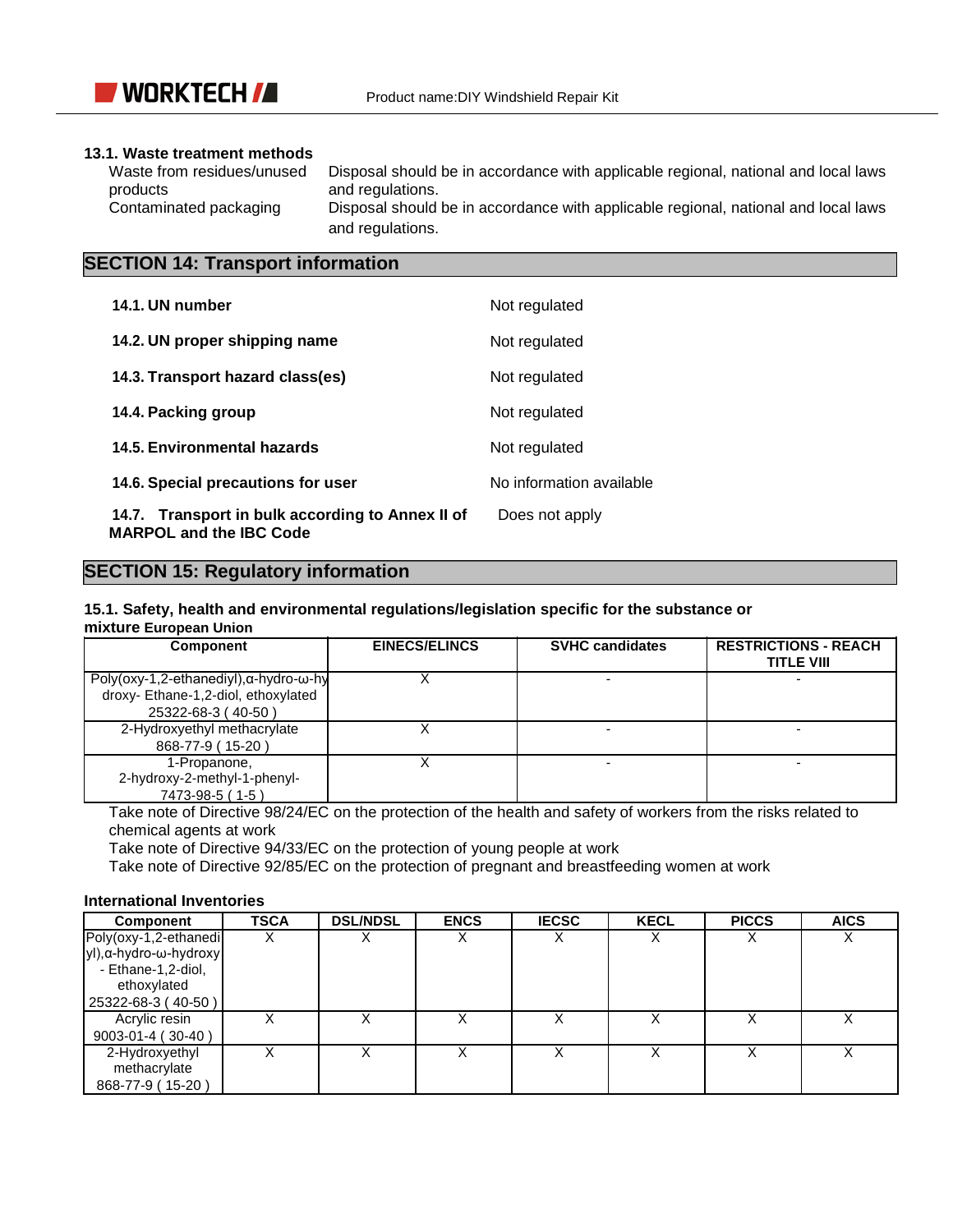### 13.1. Waste treatment methods

| | |
|---|---|
| Waste from residues/unused products | Disposal should be in accordance with applicable regional, national and local laws and regulations. |
| Contaminated packaging | Disposal should be in accordance with applicable regional, national and local laws and regulations. |

## SECTION 14: Transport information

| | |
|---|---|
| **14.1. UN number** | Not regulated |
| **14.2. UN proper shipping name** | Not regulated |
| **14.3. Transport hazard class(es)** | Not regulated |
| **14.4. Packing group** | Not regulated |
| **14.5. Environmental hazards** | Not regulated |
| **14.6. Special precautions for user** | No information available |
| **14.7. Transport in bulk according to Annex II of MARPOL and the IBC Code** | Does not apply |

## SECTION 15: Regulatory information

### 15.1. Safety, health and environmental regulations/legislation specific for the substance or mixture European Union

| Component | EINECS/ELINCS | SVHC candidates | RESTRICTIONS - REACH TITLE VIII |
|---|---|---|---|
| Poly(oxy-1,2-ethanediyl),α-hydro-ω-hydroxy- Ethane-1,2-diol, ethoxylated 25322-68-3 ( 40-50 ) | X | - | - |
| 2-Hydroxyethyl methacrylate 868-77-9 ( 15-20 ) | X | - | - |
| 1-Propanone, 2-hydroxy-2-methyl-1-phenyl- 7473-98-5 ( 1-5 ) | X | - | - |

Take note of Directive 98/24/EC on the protection of the health and safety of workers from the risks related to chemical agents at work

Take note of Directive 94/33/EC on the protection of young people at work

Take note of Directive 92/85/EC on the protection of pregnant and breastfeeding women at work

**International Inventories**

| Component | TSCA | DSL/NDSL | ENCS | IECSC | KECL | PICCS | AICS |
|---|---|---|---|---|---|---|---|
| Poly(oxy-1,2-ethanediyl),α-hydro-ω-hydroxy - Ethane-1,2-diol, ethoxylated 25322-68-3 ( 40-50 ) | X | X | X | X | X | X | X |
| Acrylic resin 9003-01-4 ( 30-40 ) | X | X | X | X | X | X | X |
| 2-Hydroxyethyl methacrylate 868-77-9 ( 15-20 ) | X | X | X | X | X | X | X |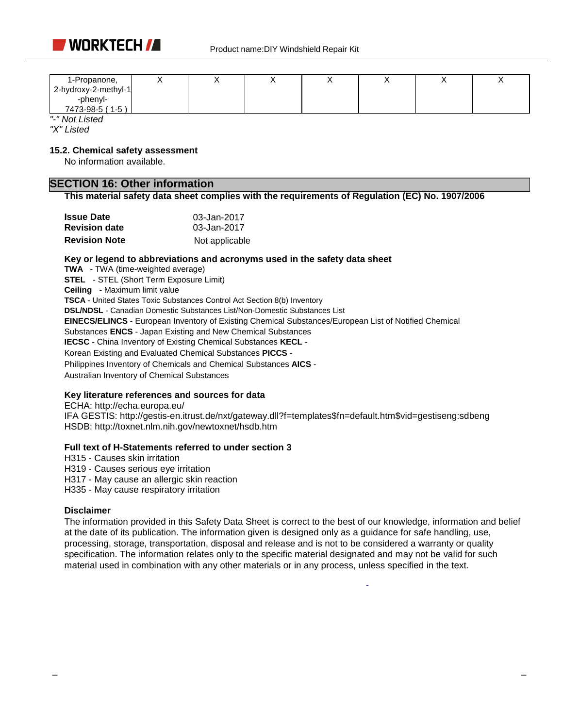| | | | | | | | |
|---|---|---|---|---|---|---|---|
| 1-Propanone, 2-hydroxy-2-methyl-1-phenyl- 7473-98-5 ( 1-5 ) | X | X | X | X | X | X | X |

*"-" Not Listed*
*"X" Listed*

**15.2. Chemical safety assessment**
No information available.

## SECTION 16: Other information

**This material safety data sheet complies with the requirements of Regulation (EC) No. 1907/2006**

| | |
|---|---|
| **Issue Date** | 03-Jan-2017 |
| **Revision date** | 03-Jan-2017 |
| **Revision Note** | Not applicable |

**Key or legend to abbreviations and acronyms used in the safety data sheet**
**TWA** - TWA (time-weighted average)
**STEL** - STEL (Short Term Exposure Limit)
**Ceiling** - Maximum limit value
**TSCA** - United States Toxic Substances Control Act Section 8(b) Inventory
**DSL/NDSL** - Canadian Domestic Substances List/Non-Domestic Substances List
**EINECS/ELINCS** - European Inventory of Existing Chemical Substances/European List of Notified Chemical Substances **ENCS** - Japan Existing and New Chemical Substances
**IECSC** - China Inventory of Existing Chemical Substances **KECL** - Korean Existing and Evaluated Chemical Substances **PICCS** - Philippines Inventory of Chemicals and Chemical Substances **AICS** - Australian Inventory of Chemical Substances

**Key literature references and sources for data**
ECHA: http://echa.europa.eu/
IFA GESTIS: http://gestis-en.itrust.de/nxt/gateway.dll?f=templates$fn=default.htm$vid=gestiseng:sdbeng
HSDB: http://toxnet.nlm.nih.gov/newtoxnet/hsdb.htm

**Full text of H-Statements referred to under section 3**
H315 - Causes skin irritation
H319 - Causes serious eye irritation
H317 - May cause an allergic skin reaction
H335 - May cause respiratory irritation

**Disclaimer**
The information provided in this Safety Data Sheet is correct to the best of our knowledge, information and belief at the date of its publication. The information given is designed only as a guidance for safe handling, use, processing, storage, transportation, disposal and release and is not to be considered a warranty or quality specification. The information relates only to the specific material designated and may not be valid for such material used in combination with any other materials or in any process, unless specified in the text.